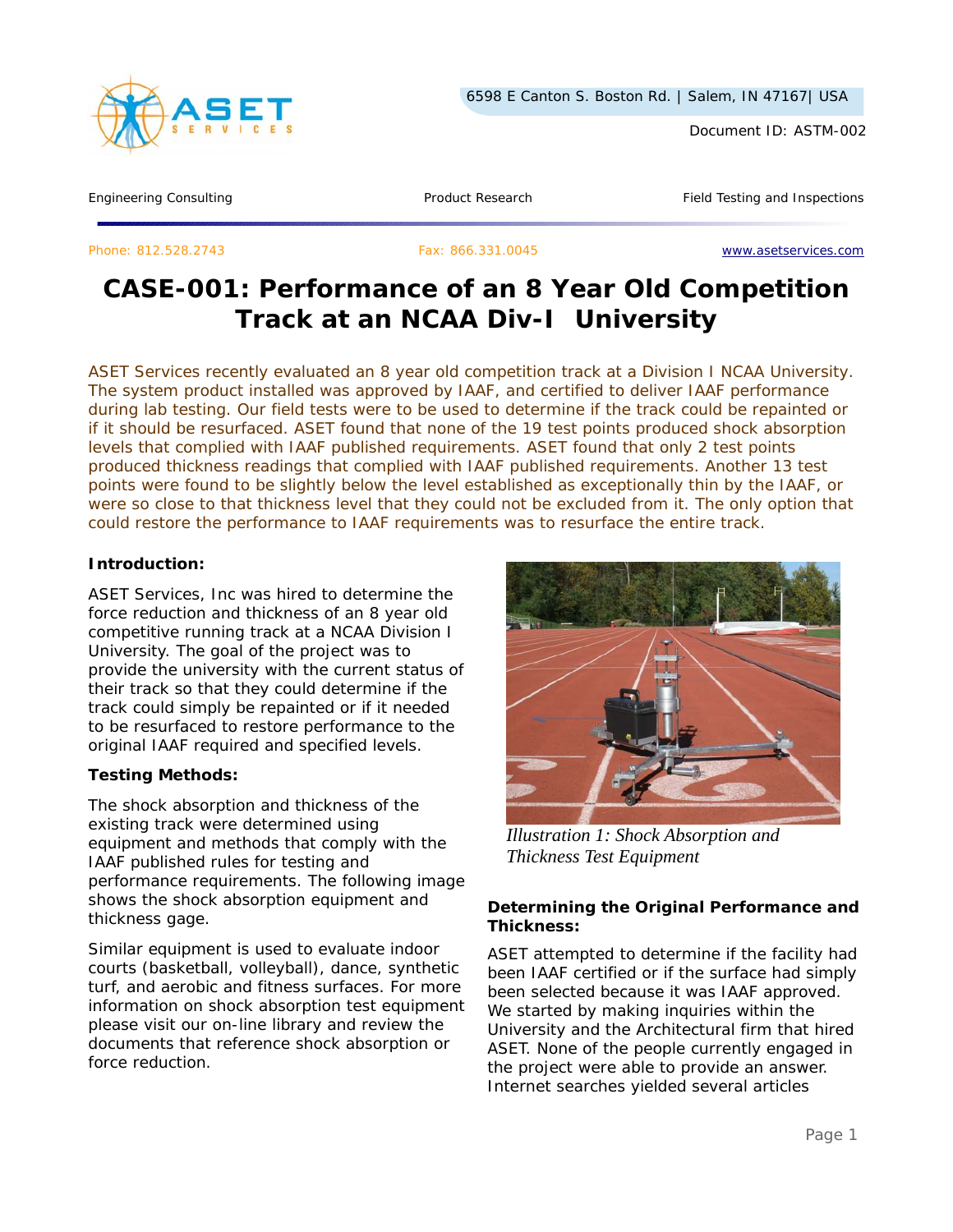ASET SERVICES

6598 E Canton S. Boston Rd. | Salem, IN 47167| USA

Document ID: ASTM-002

Engineering Consulting | Product Research | Field Testing and Inspections

Phone: 812.528.2743 | Fax: 866.331.0045 | www.asetservices.com

# CASE-001: Performance of an 8 Year Old Competition Track at an NCAA Div-I University

ASET Services recently evaluated an 8 year old competition track at a Division I NCAA University. The system product installed was approved by IAAF, and certified to deliver IAAF performance during lab testing. Our field tests were to be used to determine if the track could be repainted or if it should be resurfaced. ASET found that none of the 19 test points produced shock absorption levels that complied with IAAF published requirements. ASET found that only 2 test points produced thickness readings that complied with IAAF published requirements. Another 13 test points were found to be slightly below the level established as exceptionally thin by the IAAF, or were so close to that thickness level that they could not be excluded from it. The only option that could restore the performance to IAAF requirements was to resurface the entire track.

**Introduction:**

ASET Services, Inc was hired to determine the force reduction and thickness of an 8 year old competitive running track at a NCAA Division I University. The goal of the project was to provide the university with the current status of their track so that they could determine if the track could simply be repainted or if it needed to be resurfaced to restore performance to the original IAAF required and specified levels.

**Testing Methods:**

The shock absorption and thickness of the existing track were determined using equipment and methods that comply with the IAAF published rules for testing and performance requirements. The following image shows the shock absorption equipment and thickness gage.

Similar equipment is used to evaluate indoor courts (basketball, volleyball), dance, synthetic turf, and aerobic and fitness surfaces. For more information on shock absorption test equipment please visit our on-line library and review the documents that reference shock absorption or force reduction.

*Illustration 1: Shock Absorption and Thickness Test Equipment*

**Determining the Original Performance and Thickness:**

ASET attempted to determine if the facility had been IAAF certified or if the surface had simply been selected because it was IAAF approved. We started by making inquiries within the University and the Architectural firm that hired ASET. None of the people currently engaged in the project were able to provide an answer. Internet searches yielded several articles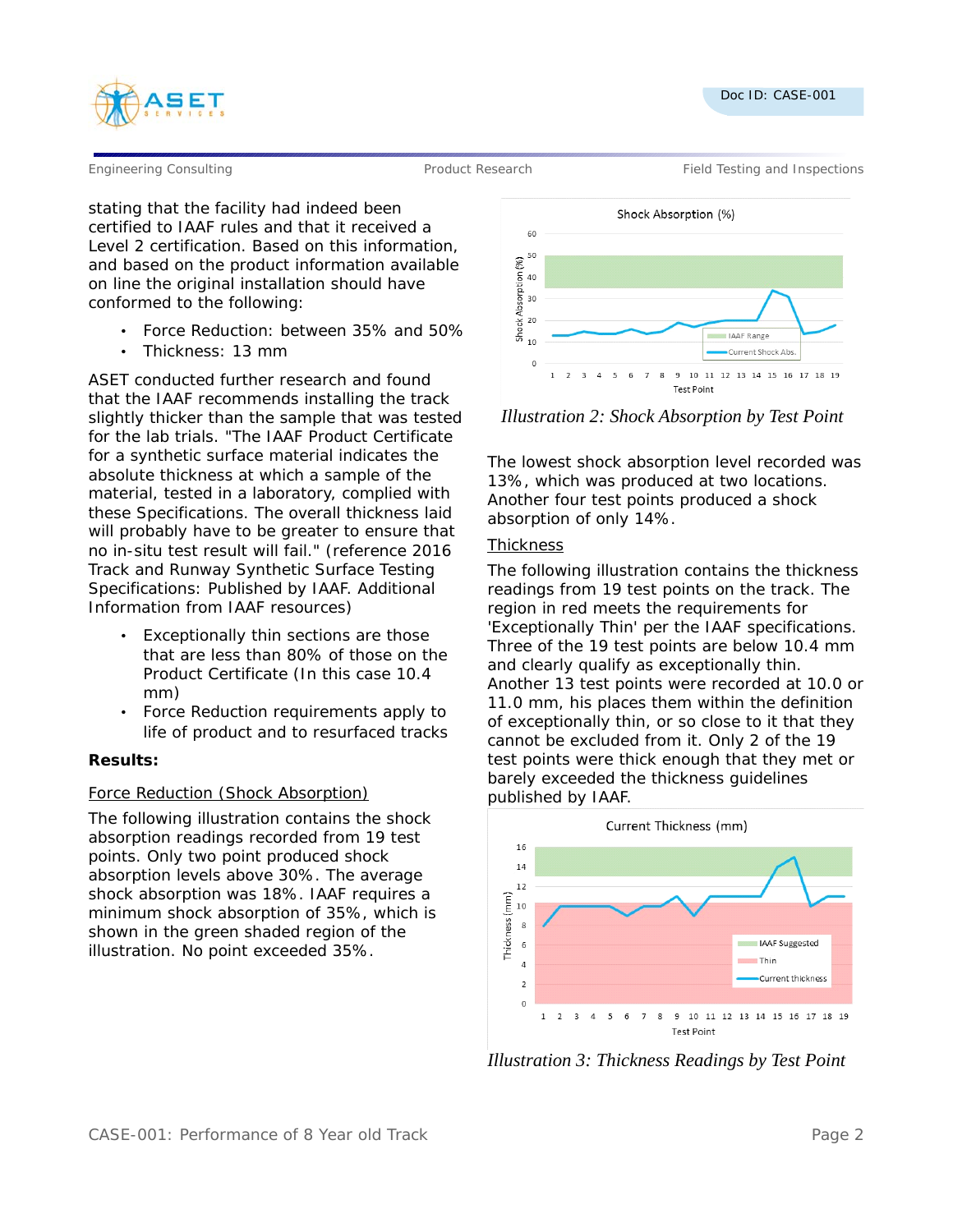stating that the facility had indeed been certified to IAAF rules and that it received a Level 2 certification. Based on this information, and based on the product information available on line the original installation should have conformed to the following:

- Force Reduction: between 35% and 50%
- Thickness: 13 mm

ASET conducted further research and found that the IAAF recommends installing the track slightly thicker than the sample that was tested for the lab trials. "The IAAF Product Certificate for a synthetic surface material indicates the absolute thickness at which a sample of the material, tested in a laboratory, complied with these Specifications. The overall thickness laid will probably have to be greater to ensure that no in-situ test result will fail." (reference 2016 Track and Runway Synthetic Surface Testing Specifications: Published by IAAF. Additional Information from IAAF resources)

- Exceptionally thin sections are those that are less than 80% of those on the Product Certificate (In this case 10.4 mm)
- Force Reduction requirements apply to life of product and to resurfaced tracks

**Results:**

Force Reduction (Shock Absorption)

The following illustration contains the shock absorption readings recorded from 19 test points. Only two point produced shock absorption levels above 30%. The average shock absorption was 18%. IAAF requires a minimum shock absorption of 35%, which is shown in the green shaded region of the illustration. No point exceeded 35%.

*Illustration 2: Shock Absorption by Test Point*

The lowest shock absorption level recorded was 13%, which was produced at two locations. Another four test points produced a shock absorption of only 14%.

Thickness

The following illustration contains the thickness readings from 19 test points on the track. The region in red meets the requirements for 'Exceptionally Thin' per the IAAF specifications. Three of the 19 test points are below 10.4 mm and clearly qualify as exceptionally thin. Another 13 test points were recorded at 10.0 or 11.0 mm, his places them within the definition of exceptionally thin, or so close to it that they cannot be excluded from it. Only 2 of the 19 test points were thick enough that they met or barely exceeded the thickness guidelines published by IAAF.

*Illustration 3: Thickness Readings by Test Point*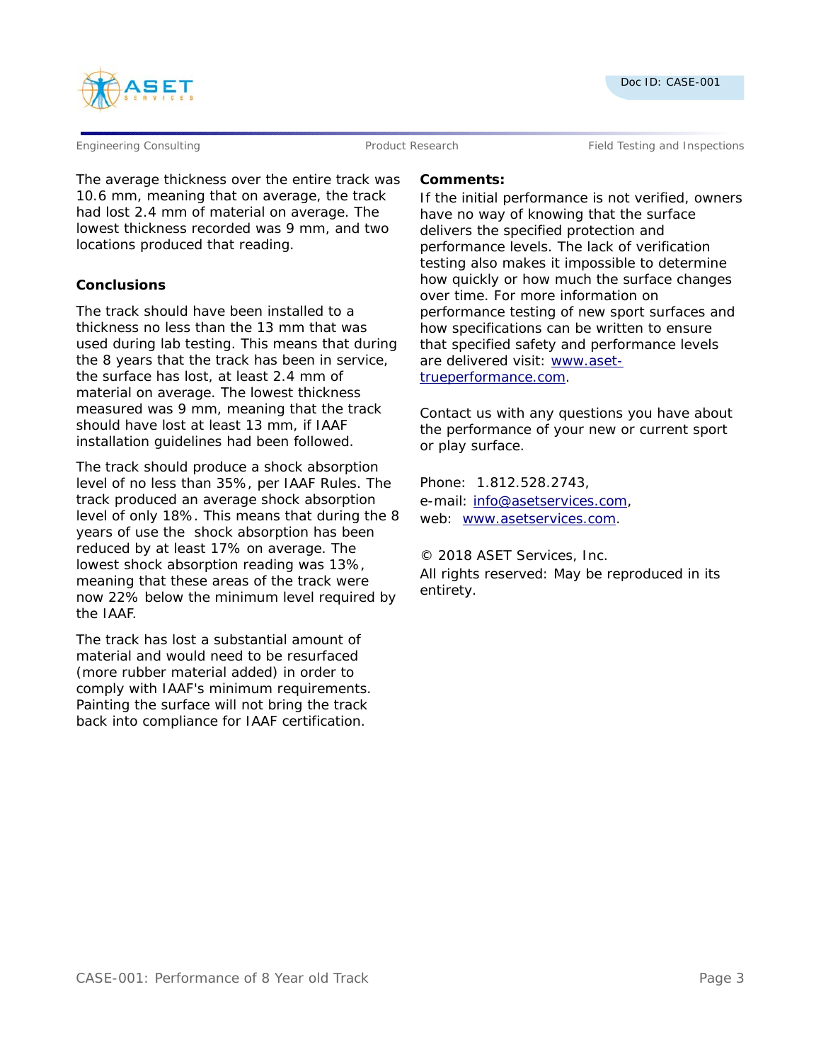The average thickness over the entire track was 10.6 mm, meaning that on average, the track had lost 2.4 mm of material on average. The lowest thickness recorded was 9 mm, and two locations produced that reading.

**Conclusions**

The track should have been installed to a thickness no less than the 13 mm that was used during lab testing. This means that during the 8 years that the track has been in service, the surface has lost, at least 2.4 mm of material on average. The lowest thickness measured was 9 mm, meaning that the track should have lost at least 13 mm, if IAAF installation guidelines had been followed.

The track should produce a shock absorption level of no less than 35%, per IAAF Rules. The track produced an average shock absorption level of only 18%. This means that during the 8 years of use the shock absorption has been reduced by at least 17% on average. The lowest shock absorption reading was 13%, meaning that these areas of the track were now 22% below the minimum level required by the IAAF.

The track has lost a substantial amount of material and would need to be resurfaced (more rubber material added) in order to comply with IAAF's minimum requirements. Painting the surface will not bring the track back into compliance for IAAF certification.

**Comments:**

If the initial performance is not verified, owners have no way of knowing that the surface delivers the specified protection and performance levels. The lack of verification testing also makes it impossible to determine how quickly or how much the surface changes over time. For more information on performance testing of new sport surfaces and how specifications can be written to ensure that specified safety and performance levels are delivered visit: [www.aset-trueperformance.com](http://www.aset-trueperformance.com).

Contact us with any questions you have about the performance of your new or current sport or play surface.

Phone: 1.812.528.2743,
e-mail: [info@asetservices.com](mailto:info@asetservices.com),
web: [www.asetservices.com](http://www.asetservices.com).

© 2018 ASET Services, Inc.
All rights reserved: May be reproduced in its entirety.